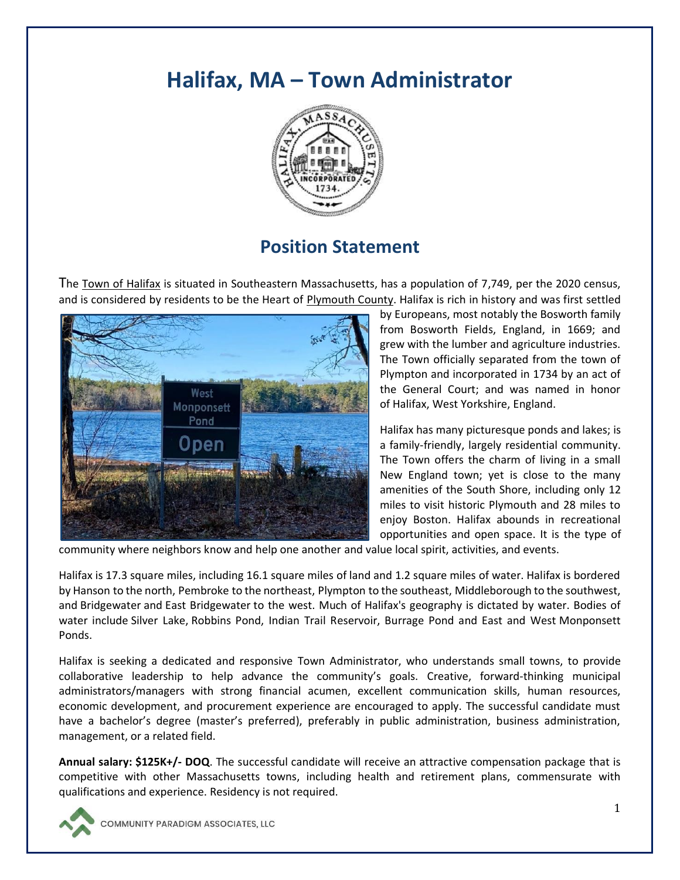# Halifax, MA – Town Administrator

## Position Statement

The Town of Halifax is situated in Southeastern Massachusetts, has a population of 7,749, per the 2020 census, and is considered by residents to be the Heart of Plymouth County. Halifax is rich in history and was first settled by Europeans, most notably the Bosworth family from Bosworth Fields, England, in 1669; and grew with the lumber and agriculture industries. The Town officially separated from the town of Plympton and incorporated in 1734 by an act of the General Court; and was named in honor of Halifax, West Yorkshire, England.

Halifax has many picturesque ponds and lakes; is a family-friendly, largely residential community. The Town offers the charm of living in a small New England town; yet is close to the many amenities of the South Shore, including only 12 miles to visit historic Plymouth and 28 miles to enjoy Boston. Halifax abounds in recreational opportunities and open space. It is the type of community where neighbors know and help one another and value local spirit, activities, and events.

Halifax is 17.3 square miles, including 16.1 square miles of land and 1.2 square miles of water. Halifax is bordered by Hanson to the north, Pembroke to the northeast, Plympton to the southeast, Middleborough to the southwest, and Bridgewater and East Bridgewater to the west. Much of Halifax's geography is dictated by water. Bodies of water include Silver Lake, Robbins Pond, Indian Trail Reservoir, Burrage Pond and East and West Monponsett Ponds.

Halifax is seeking a dedicated and responsive Town Administrator, who understands small towns, to provide collaborative leadership to help advance the community's goals. Creative, forward-thinking municipal administrators/managers with strong financial acumen, excellent communication skills, human resources, economic development, and procurement experience are encouraged to apply. The successful candidate must have a bachelor's degree (master's preferred), preferably in public administration, business administration, management, or a related field.

**Annual salary: $125K+/- DOQ**. The successful candidate will receive an attractive compensation package that is competitive with other Massachusetts towns, including health and retirement plans, commensurate with qualifications and experience. Residency is not required.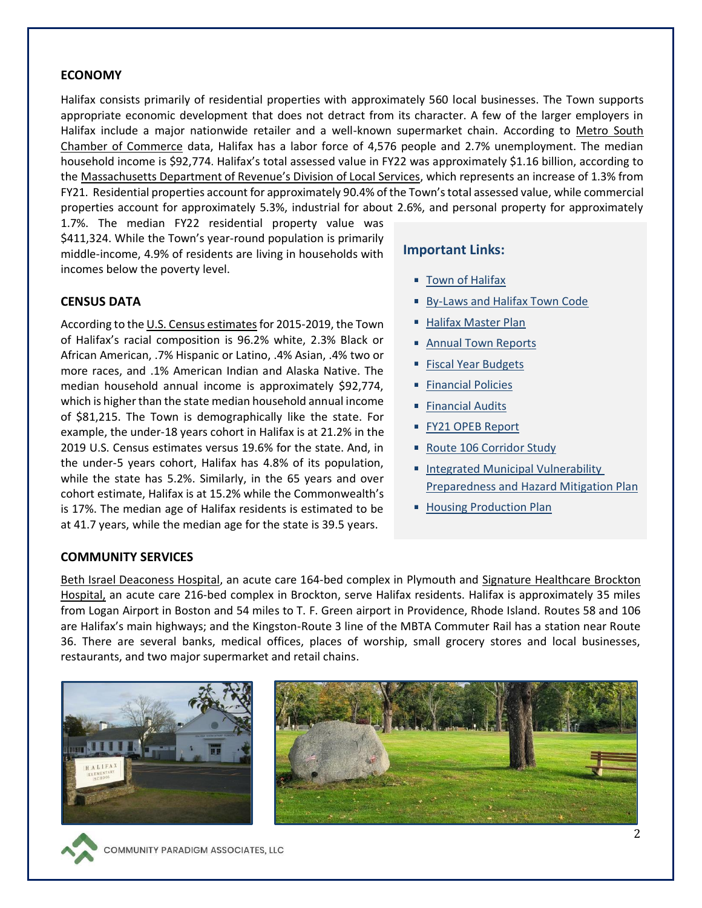## ECONOMY

Halifax consists primarily of residential properties with approximately 560 local businesses. The Town supports appropriate economic development that does not detract from its character. A few of the larger employers in Halifax include a major nationwide retailer and a well-known supermarket chain. According to Metro South Chamber of Commerce data, Halifax has a labor force of 4,576 people and 2.7% unemployment. The median household income is $92,774. Halifax's total assessed value in FY22 was approximately $1.16 billion, according to the Massachusetts Department of Revenue's Division of Local Services, which represents an increase of 1.3% from FY21. Residential properties account for approximately 90.4% of the Town's total assessed value, while commercial properties account for approximately 5.3%, industrial for about 2.6%, and personal property for approximately 1.7%. The median FY22 residential property value was $411,324. While the Town's year-round population is primarily middle-income, 4.9% of residents are living in households with incomes below the poverty level.

## CENSUS DATA

According to the U.S. Census estimates for 2015-2019, the Town of Halifax's racial composition is 96.2% white, 2.3% Black or African American, .7% Hispanic or Latino, .4% Asian, .4% two or more races, and .1% American Indian and Alaska Native. The median household annual income is approximately $92,774, which is higher than the state median household annual income of $81,215. The Town is demographically like the state. For example, the under-18 years cohort in Halifax is at 21.2% in the 2019 U.S. Census estimates versus 19.6% for the state. And, in the under-5 years cohort, Halifax has 4.8% of its population, while the state has 5.2%. Similarly, in the 65 years and over cohort estimate, Halifax is at 15.2% while the Commonwealth's is 17%. The median age of Halifax residents is estimated to be at 41.7 years, while the median age for the state is 39.5 years.

### Important Links:

- Town of Halifax
- By-Laws and Halifax Town Code
- Halifax Master Plan
- Annual Town Reports
- Fiscal Year Budgets
- Financial Policies
- Financial Audits
- FY21 OPEB Report
- Route 106 Corridor Study
- Integrated Municipal Vulnerability Preparedness and Hazard Mitigation Plan
- Housing Production Plan

## COMMUNITY SERVICES

Beth Israel Deaconess Hospital, an acute care 164-bed complex in Plymouth and Signature Healthcare Brockton Hospital, an acute care 216-bed complex in Brockton, serve Halifax residents. Halifax is approximately 35 miles from Logan Airport in Boston and 54 miles to T. F. Green airport in Providence, Rhode Island. Routes 58 and 106 are Halifax's main highways; and the Kingston-Route 3 line of the MBTA Commuter Rail has a station near Route 36. There are several banks, medical offices, places of worship, small grocery stores and local businesses, restaurants, and two major supermarket and retail chains.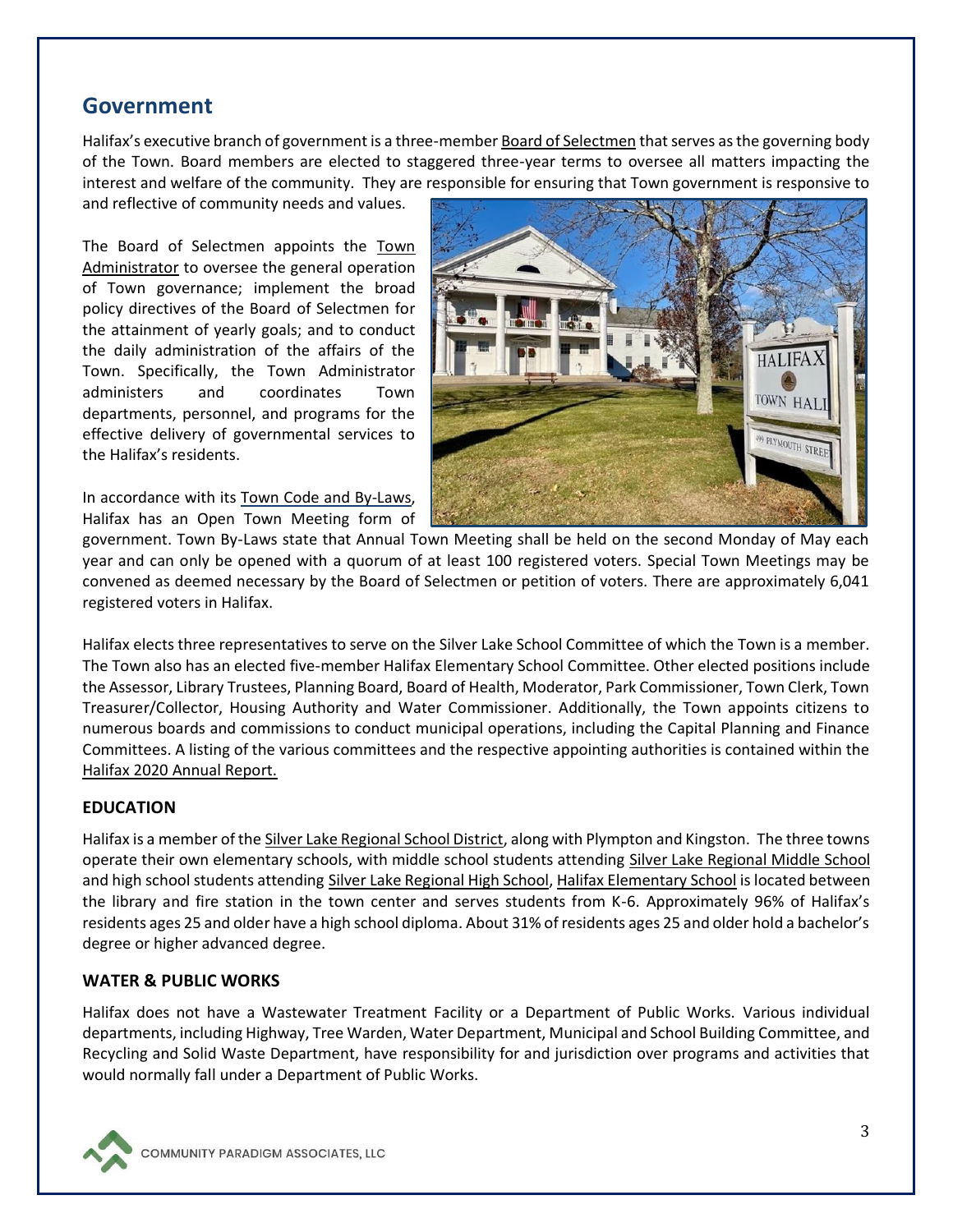## Government

Halifax's executive branch of government is a three-member Board of Selectmen that serves as the governing body of the Town. Board members are elected to staggered three-year terms to oversee all matters impacting the interest and welfare of the community. They are responsible for ensuring that Town government is responsive to and reflective of community needs and values.

The Board of Selectmen appoints the Town Administrator to oversee the general operation of Town governance; implement the broad policy directives of the Board of Selectmen for the attainment of yearly goals; and to conduct the daily administration of the affairs of the Town. Specifically, the Town Administrator administers and coordinates Town departments, personnel, and programs for the effective delivery of governmental services to the Halifax's residents.

In accordance with its Town Code and By-Laws, Halifax has an Open Town Meeting form of government. Town By-Laws state that Annual Town Meeting shall be held on the second Monday of May each year and can only be opened with a quorum of at least 100 registered voters. Special Town Meetings may be convened as deemed necessary by the Board of Selectmen or petition of voters. There are approximately 6,041 registered voters in Halifax.

Halifax elects three representatives to serve on the Silver Lake School Committee of which the Town is a member. The Town also has an elected five-member Halifax Elementary School Committee. Other elected positions include the Assessor, Library Trustees, Planning Board, Board of Health, Moderator, Park Commissioner, Town Clerk, Town Treasurer/Collector, Housing Authority and Water Commissioner. Additionally, the Town appoints citizens to numerous boards and commissions to conduct municipal operations, including the Capital Planning and Finance Committees. A listing of the various committees and the respective appointing authorities is contained within the Halifax 2020 Annual Report.

### EDUCATION

Halifax is a member of the Silver Lake Regional School District, along with Plympton and Kingston. The three towns operate their own elementary schools, with middle school students attending Silver Lake Regional Middle School and high school students attending Silver Lake Regional High School, Halifax Elementary School is located between the library and fire station in the town center and serves students from K-6. Approximately 96% of Halifax's residents ages 25 and older have a high school diploma. About 31% of residents ages 25 and older hold a bachelor's degree or higher advanced degree.

### WATER & PUBLIC WORKS

Halifax does not have a Wastewater Treatment Facility or a Department of Public Works. Various individual departments, including Highway, Tree Warden, Water Department, Municipal and School Building Committee, and Recycling and Solid Waste Department, have responsibility for and jurisdiction over programs and activities that would normally fall under a Department of Public Works.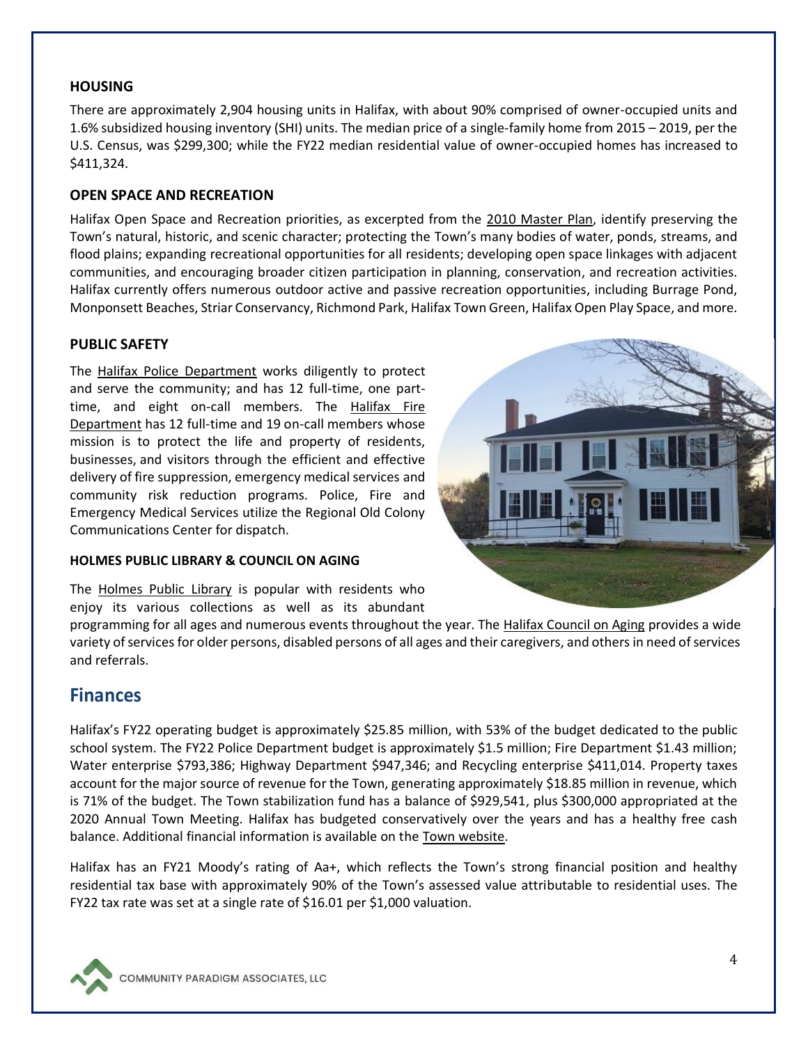### HOUSING

There are approximately 2,904 housing units in Halifax, with about 90% comprised of owner-occupied units and 1.6% subsidized housing inventory (SHI) units. The median price of a single-family home from 2015 – 2019, per the U.S. Census, was $299,300; while the FY22 median residential value of owner-occupied homes has increased to $411,324.

### OPEN SPACE AND RECREATION

Halifax Open Space and Recreation priorities, as excerpted from the 2010 Master Plan, identify preserving the Town's natural, historic, and scenic character; protecting the Town's many bodies of water, ponds, streams, and flood plains; expanding recreational opportunities for all residents; developing open space linkages with adjacent communities, and encouraging broader citizen participation in planning, conservation, and recreation activities. Halifax currently offers numerous outdoor active and passive recreation opportunities, including Burrage Pond, Monponsett Beaches, Striar Conservancy, Richmond Park, Halifax Town Green, Halifax Open Play Space, and more.

### PUBLIC SAFETY

The Halifax Police Department works diligently to protect and serve the community; and has 12 full-time, one part-time, and eight on-call members. The Halifax Fire Department has 12 full-time and 19 on-call members whose mission is to protect the life and property of residents, businesses, and visitors through the efficient and effective delivery of fire suppression, emergency medical services and community risk reduction programs. Police, Fire and Emergency Medical Services utilize the Regional Old Colony Communications Center for dispatch.

#### HOLMES PUBLIC LIBRARY & COUNCIL ON AGING

The Holmes Public Library is popular with residents who enjoy its various collections as well as its abundant programming for all ages and numerous events throughout the year. The Halifax Council on Aging provides a wide variety of services for older persons, disabled persons of all ages and their caregivers, and others in need of services and referrals.

## Finances

Halifax's FY22 operating budget is approximately $25.85 million, with 53% of the budget dedicated to the public school system. The FY22 Police Department budget is approximately $1.5 million; Fire Department $1.43 million; Water enterprise $793,386; Highway Department $947,346; and Recycling enterprise $411,014. Property taxes account for the major source of revenue for the Town, generating approximately $18.85 million in revenue, which is 71% of the budget. The Town stabilization fund has a balance of $929,541, plus $300,000 appropriated at the 2020 Annual Town Meeting. Halifax has budgeted conservatively over the years and has a healthy free cash balance. Additional financial information is available on the Town website.

Halifax has an FY21 Moody's rating of Aa+, which reflects the Town's strong financial position and healthy residential tax base with approximately 90% of the Town's assessed value attributable to residential uses. The FY22 tax rate was set at a single rate of $16.01 per $1,000 valuation.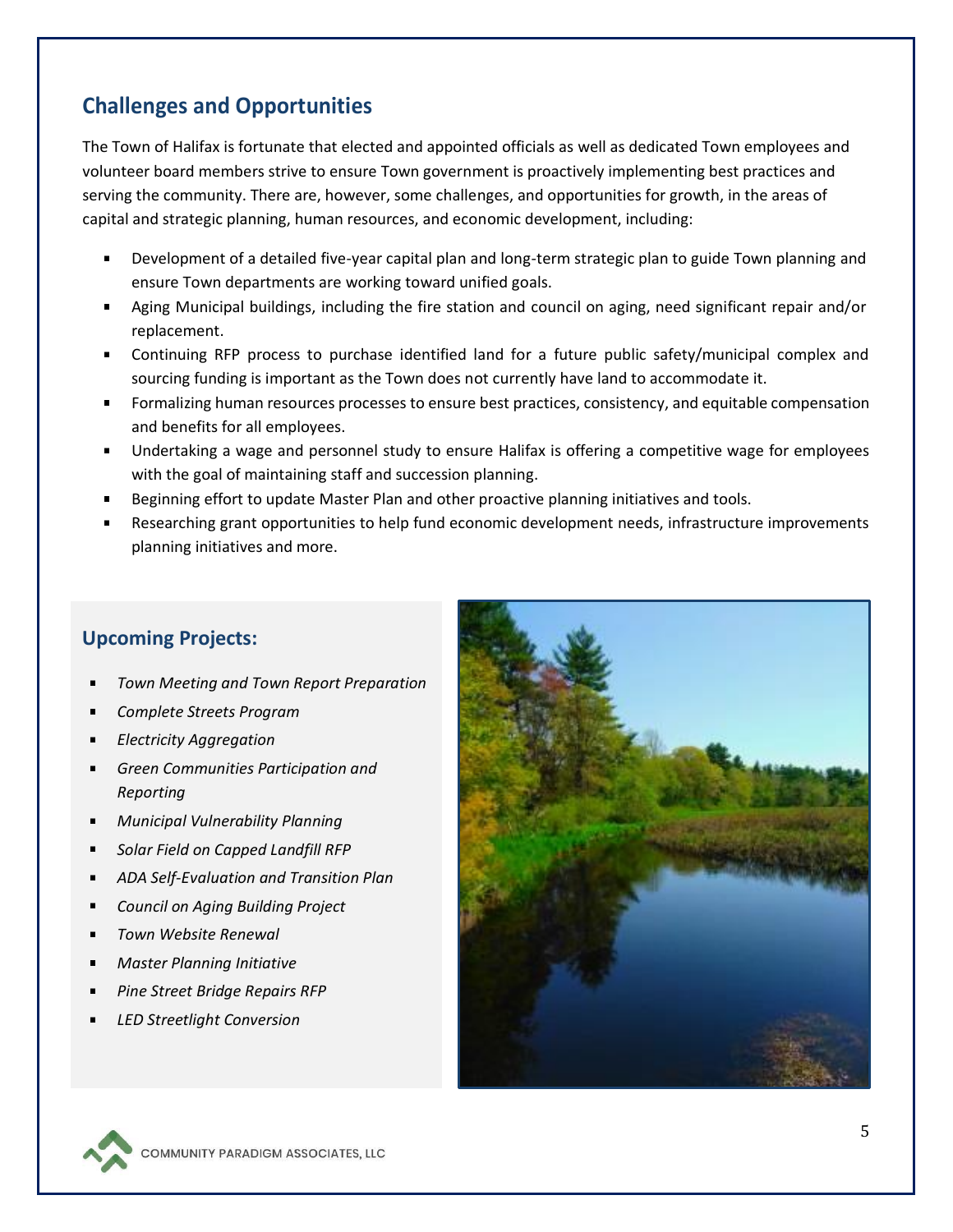## Challenges and Opportunities

The Town of Halifax is fortunate that elected and appointed officials as well as dedicated Town employees and volunteer board members strive to ensure Town government is proactively implementing best practices and serving the community. There are, however, some challenges, and opportunities for growth, in the areas of capital and strategic planning, human resources, and economic development, including:

- Development of a detailed five-year capital plan and long-term strategic plan to guide Town planning and ensure Town departments are working toward unified goals.
- Aging Municipal buildings, including the fire station and council on aging, need significant repair and/or replacement.
- Continuing RFP process to purchase identified land for a future public safety/municipal complex and sourcing funding is important as the Town does not currently have land to accommodate it.
- Formalizing human resources processes to ensure best practices, consistency, and equitable compensation and benefits for all employees.
- Undertaking a wage and personnel study to ensure Halifax is offering a competitive wage for employees with the goal of maintaining staff and succession planning.
- Beginning effort to update Master Plan and other proactive planning initiatives and tools.
- Researching grant opportunities to help fund economic development needs, infrastructure improvements planning initiatives and more.

### Upcoming Projects:

- *Town Meeting and Town Report Preparation*
- *Complete Streets Program*
- *Electricity Aggregation*
- *Green Communities Participation and Reporting*
- *Municipal Vulnerability Planning*
- *Solar Field on Capped Landfill RFP*
- *ADA Self-Evaluation and Transition Plan*
- *Council on Aging Building Project*
- *Town Website Renewal*
- *Master Planning Initiative*
- *Pine Street Bridge Repairs RFP*
- *LED Streetlight Conversion*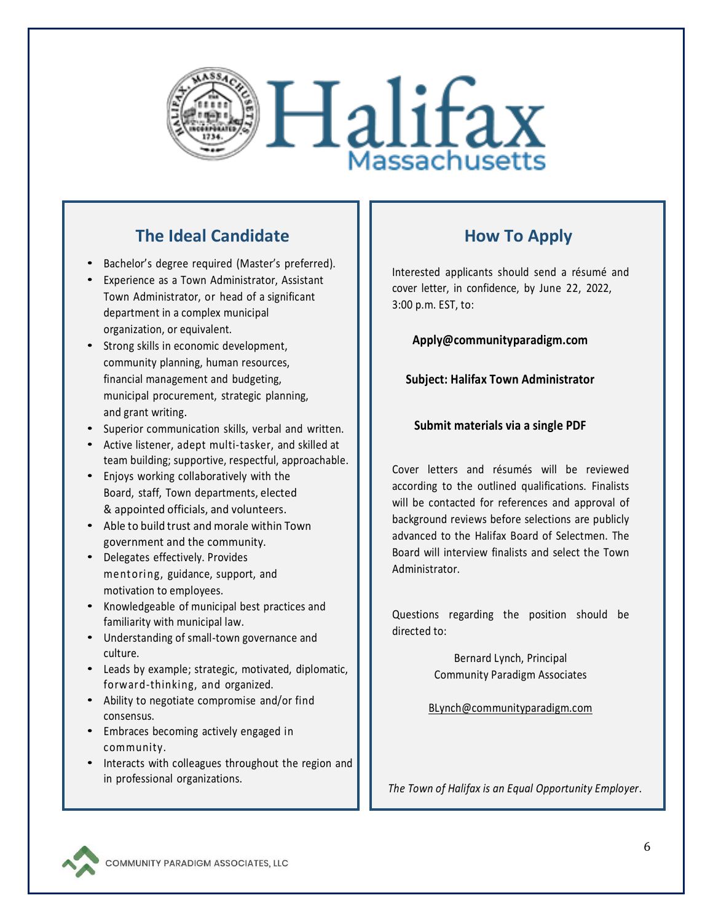# Halifax
Massachusetts

## The Ideal Candidate

- Bachelor's degree required (Master's preferred).
- Experience as a Town Administrator, Assistant Town Administrator, or head of a significant department in a complex municipal organization, or equivalent.
- Strong skills in economic development, community planning, human resources, financial management and budgeting, municipal procurement, strategic planning, and grant writing.
- Superior communication skills, verbal and written.
- Active listener, adept multi-tasker, and skilled at team building; supportive, respectful, approachable.
- Enjoys working collaboratively with the Board, staff, Town departments, elected & appointed officials, and volunteers.
- Able to build trust and morale within Town government and the community.
- Delegates effectively. Provides mentoring, guidance, support, and motivation to employees.
- Knowledgeable of municipal best practices and familiarity with municipal law.
- Understanding of small-town governance and culture.
- Leads by example; strategic, motivated, diplomatic, forward-thinking, and organized.
- Ability to negotiate compromise and/or find consensus.
- Embraces becoming actively engaged in community.
- Interacts with colleagues throughout the region and in professional organizations.

## How To Apply

Interested applicants should send a résumé and cover letter, in confidence, by June 22, 2022, 3:00 p.m. EST, to:

**Apply@communityparadigm.com**

**Subject: Halifax Town Administrator**

**Submit materials via a single PDF**

Cover letters and résumés will be reviewed according to the outlined qualifications. Finalists will be contacted for references and approval of background reviews before selections are publicly advanced to the Halifax Board of Selectmen. The Board will interview finalists and select the Town Administrator.

Questions regarding the position should be directed to:

Bernard Lynch, Principal
Community Paradigm Associates

BLynch@communityparadigm.com

*The Town of Halifax is an Equal Opportunity Employer.*

COMMUNITY PARADIGM ASSOCIATES, LLC